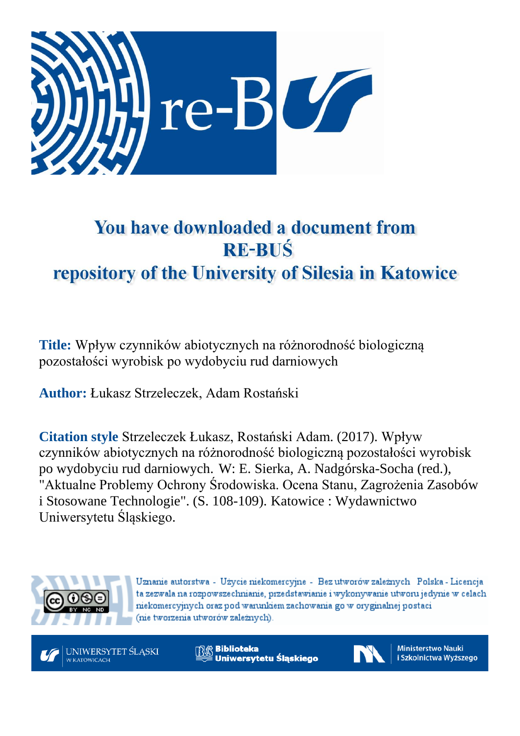# You have downloaded a document from RE-BUŚ repository of the University of Silesia in Katowice

**Title:** Wpływ czynników abiotycznych na różnorodność biologiczną pozostałości wyrobisk po wydobyciu rud darniowych

**Author:** Łukasz Strzeleczek, Adam Rostański

**Citation style** Strzeleczek Łukasz, Rostański Adam. (2017). Wpływ czynników abiotycznych na różnorodność biologiczną pozostałości wyrobisk po wydobyciu rud darniowych. W: E. Sierka, A. Nadgórska-Socha (red.), "Aktualne Problemy Ochrony Środowiska. Ocena Stanu, Zagrożenia Zasobów i Stosowane Technologie". (S. 108-109). Katowice : Wydawnictwo Uniwersytetu Śląskiego.

Uznanie autorstwa - Użycie niekomercyjne - Bez utworów zależnych Polska - Licencja ta zezwala na rozpowszechnianie, przedstawianie i wykonywanie utworu jedynie w celach niekomercyjnych oraz pod warunkiem zachowania go w oryginalnej postaci (nie tworzenia utworów zależnych).

UNIWERSYTET ŚLĄSKI W KATOWICACH

Biblioteka Uniwersytetu Śląskiego

Ministerstwo Nauki i Szkolnictwa Wyższego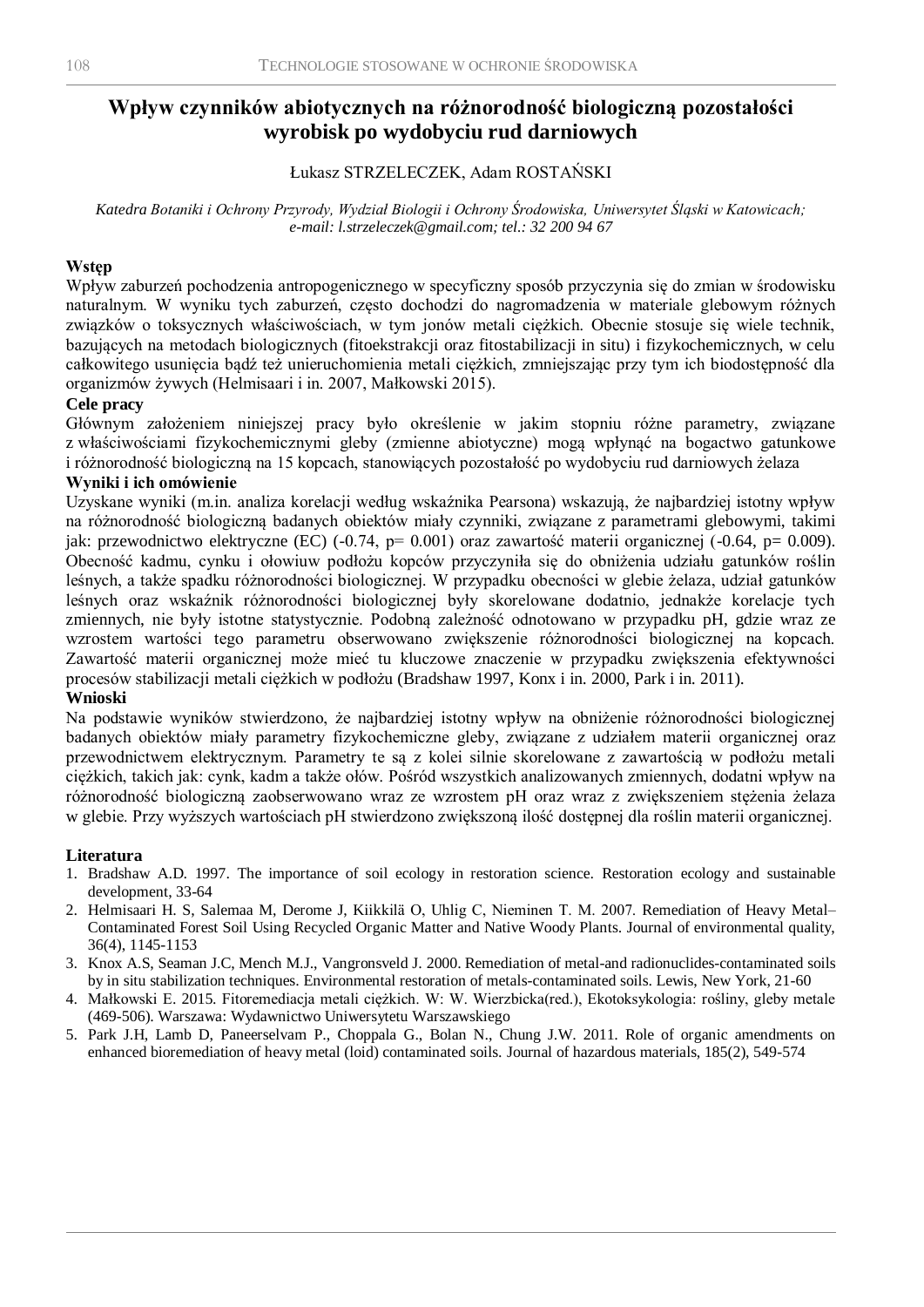# Wpływ czynników abiotycznych na różnorodność biologiczną pozostałości wyrobisk po wydobyciu rud darniowych

Łukasz STRZELECZEK, Adam ROSTAŃSKI

*Katedra Botaniki i Ochrony Przyrody, Wydział Biologii i Ochrony Środowiska, Uniwersytet Śląski w Katowicach; e-mail: l.strzeleczek@gmail.com; tel.: 32 200 94 67*

## Wstęp

Wpływ zaburzeń pochodzenia antropogenicznego w specyficzny sposób przyczynia się do zmian w środowisku naturalnym. W wyniku tych zaburzeń, często dochodzi do nagromadzenia w materiale glebowym różnych związków o toksycznych właściwościach, w tym jonów metali ciężkich. Obecnie stosuje się wiele technik, bazujących na metodach biologicznych (fitoekstrakcji oraz fitostabilizacji in situ) i fizykochemicznych, w celu całkowitego usunięcia bądź też unieruchomienia metali ciężkich, zmniejszając przy tym ich biodostępność dla organizmów żywych (Helmisaari i in. 2007, Małkowski 2015).

## Cele pracy

Głównym założeniem niniejszej pracy było określenie w jakim stopniu różne parametry, związane z właściwościami fizykochemicznymi gleby (zmienne abiotyczne) mogą wpłynąć na bogactwo gatunkowe i różnorodność biologiczną na 15 kopcach, stanowiących pozostałość po wydobyciu rud darniowych żelaza

## Wyniki i ich omówienie

Uzyskane wyniki (m.in. analiza korelacji według wskaźnika Pearsona) wskazują, że najbardziej istotny wpływ na różnorodność biologiczną badanych obiektów miały czynniki, związane z parametrami glebowymi, takimi jak: przewodnictwo elektryczne (EC) (-0.74, p= 0.001) oraz zawartość materii organicznej (-0.64, p= 0.009). Obecność kadmu, cynku i ołowiuw podłożu kopców przyczyniła się do obniżenia udziału gatunków roślin leśnych, a także spadku różnorodności biologicznej. W przypadku obecności w glebie żelaza, udział gatunków leśnych oraz wskaźnik różnorodności biologicznej były skorelowane dodatnio, jednakże korelacje tych zmiennych, nie były istotne statystycznie. Podobną zależność odnotowano w przypadku pH, gdzie wraz ze wzrostem wartości tego parametru obserwowano zwiększenie różnorodności biologicznej na kopcach. Zawartość materii organicznej może mieć tu kluczowe znaczenie w przypadku zwiększenia efektywności procesów stabilizacji metali ciężkich w podłożu (Bradshaw 1997, Konx i in. 2000, Park i in. 2011).

## Wnioski

Na podstawie wyników stwierdzono, że najbardziej istotny wpływ na obniżenie różnorodności biologicznej badanych obiektów miały parametry fizykochemiczne gleby, związane z udziałem materii organicznej oraz przewodnictwem elektrycznym. Parametry te są z kolei silnie skorelowane z zawartością w podłożu metali ciężkich, takich jak: cynk, kadm a także ołów. Pośród wszystkich analizowanych zmiennych, dodatni wpływ na różnorodność biologiczną zaobserwowano wraz ze wzrostem pH oraz wraz z zwiększeniem stężenia żelaza w glebie. Przy wyższych wartościach pH stwierdzono zwiększoną ilość dostępnej dla roślin materii organicznej.

## Literatura

1. Bradshaw A.D. 1997. The importance of soil ecology in restoration science. Restoration ecology and sustainable development, 33-64
2. Helmisaari H. S, Salemaa M, Derome J, Kiikkilä O, Uhlig C, Nieminen T. M. 2007. Remediation of Heavy Metal–Contaminated Forest Soil Using Recycled Organic Matter and Native Woody Plants. Journal of environmental quality, 36(4), 1145-1153
3. Knox A.S, Seaman J.C, Mench M.J., Vangronsveld J. 2000. Remediation of metal-and radionuclides-contaminated soils by in situ stabilization techniques. Environmental restoration of metals-contaminated soils. Lewis, New York, 21-60
4. Małkowski E. 2015. Fitoremediacja metali ciężkich. W: W. Wierzbicka(red.), Ekotoksykologia: rośliny, gleby metale (469-506). Warszawa: Wydawnictwo Uniwersytetu Warszawskiego
5. Park J.H, Lamb D, Paneerselvam P., Choppala G., Bolan N., Chung J.W. 2011. Role of organic amendments on enhanced bioremediation of heavy metal (loid) contaminated soils. Journal of hazardous materials, 185(2), 549-574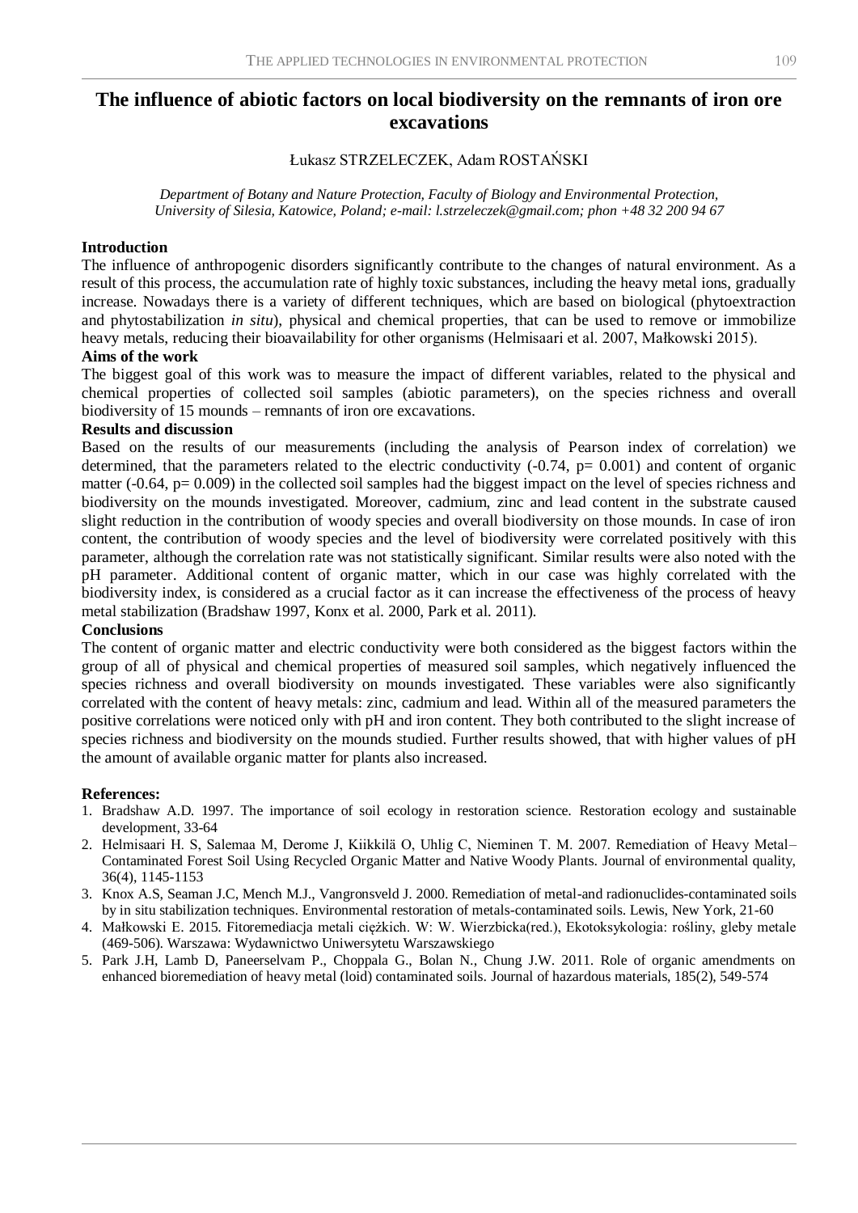# The influence of abiotic factors on local biodiversity on the remnants of iron ore excavations

Łukasz STRZELECZEK, Adam ROSTAŃSKI

*Department of Botany and Nature Protection, Faculty of Biology and Environmental Protection, University of Silesia, Katowice, Poland; e-mail: l.strzeleczek@gmail.com; phon +48 32 200 94 67*

**Introduction**

The influence of anthropogenic disorders significantly contribute to the changes of natural environment. As a result of this process, the accumulation rate of highly toxic substances, including the heavy metal ions, gradually increase. Nowadays there is a variety of different techniques, which are based on biological (phytoextraction and phytostabilization *in situ*), physical and chemical properties, that can be used to remove or immobilize heavy metals, reducing their bioavailability for other organisms (Helmisaari et al. 2007, Małkowski 2015).

**Aims of the work**

The biggest goal of this work was to measure the impact of different variables, related to the physical and chemical properties of collected soil samples (abiotic parameters), on the species richness and overall biodiversity of 15 mounds – remnants of iron ore excavations.

**Results and discussion**

Based on the results of our measurements (including the analysis of Pearson index of correlation) we determined, that the parameters related to the electric conductivity (-0.74, p= 0.001) and content of organic matter (-0.64, p= 0.009) in the collected soil samples had the biggest impact on the level of species richness and biodiversity on the mounds investigated. Moreover, cadmium, zinc and lead content in the substrate caused slight reduction in the contribution of woody species and overall biodiversity on those mounds. In case of iron content, the contribution of woody species and the level of biodiversity were correlated positively with this parameter, although the correlation rate was not statistically significant. Similar results were also noted with the pH parameter. Additional content of organic matter, which in our case was highly correlated with the biodiversity index, is considered as a crucial factor as it can increase the effectiveness of the process of heavy metal stabilization (Bradshaw 1997, Konx et al. 2000, Park et al. 2011).

**Conclusions**

The content of organic matter and electric conductivity were both considered as the biggest factors within the group of all of physical and chemical properties of measured soil samples, which negatively influenced the species richness and overall biodiversity on mounds investigated. These variables were also significantly correlated with the content of heavy metals: zinc, cadmium and lead. Within all of the measured parameters the positive correlations were noticed only with pH and iron content. They both contributed to the slight increase of species richness and biodiversity on the mounds studied. Further results showed, that with higher values of pH the amount of available organic matter for plants also increased.

**References:**

1. Bradshaw A.D. 1997. The importance of soil ecology in restoration science. Restoration ecology and sustainable development, 33-64
2. Helmisaari H. S, Salemaa M, Derome J, Kiikkilä O, Uhlig C, Nieminen T. M. 2007. Remediation of Heavy Metal–Contaminated Forest Soil Using Recycled Organic Matter and Native Woody Plants. Journal of environmental quality, 36(4), 1145-1153
3. Knox A.S, Seaman J.C, Mench M.J., Vangronsveld J. 2000. Remediation of metal-and radionuclides-contaminated soils by in situ stabilization techniques. Environmental restoration of metals-contaminated soils. Lewis, New York, 21-60
4. Małkowski E. 2015. Fitoremediacja metali ciężkich. W: W. Wierzbicka(red.), Ekotoksykologia: rośliny, gleby metale (469-506). Warszawa: Wydawnictwo Uniwersytetu Warszawskiego
5. Park J.H, Lamb D, Paneerselvam P., Choppala G., Bolan N., Chung J.W. 2011. Role of organic amendments on enhanced bioremediation of heavy metal (loid) contaminated soils. Journal of hazardous materials, 185(2), 549-574